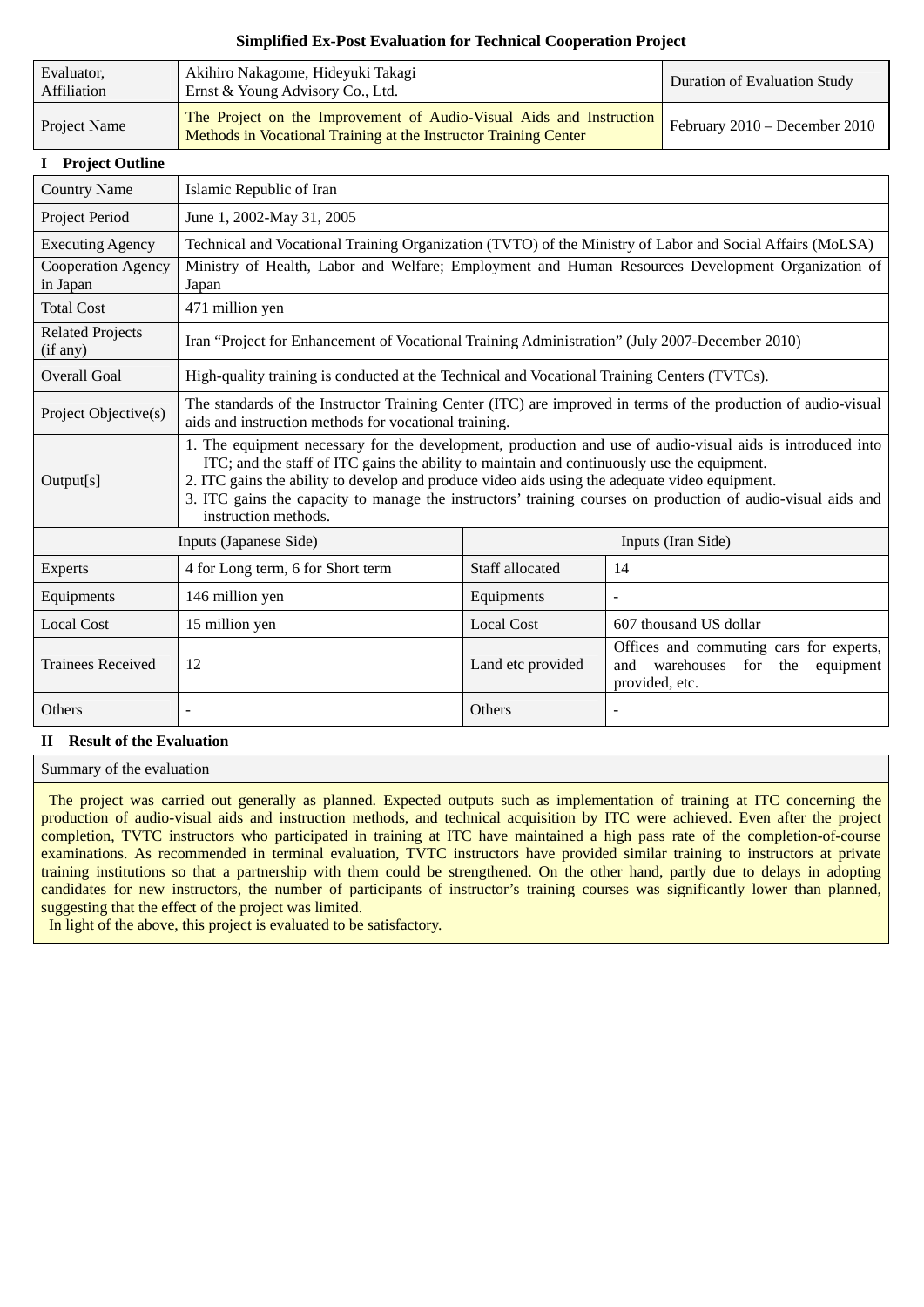# Simplified Ex-Post Evaluation for Technical Cooperation Project

| Evaluator, Affiliation | Akihiro Nakagome, Hideyuki Takagi<br>Ernst & Young Advisory Co., Ltd. | Duration of Evaluation Study |
|---|---|---|
| Project Name | The Project on the Improvement of Audio-Visual Aids and Instruction Methods in Vocational Training at the Instructor Training Center | February 2010 – December 2010 |

## I Project Outline

| | | | |
|---|---|---|---|
| Country Name | Islamic Republic of Iran | | |
| Project Period | June 1, 2002-May 31, 2005 | | |
| Executing Agency | Technical and Vocational Training Organization (TVTO) of the Ministry of Labor and Social Affairs (MoLSA) | | |
| Cooperation Agency in Japan | Ministry of Health, Labor and Welfare; Employment and Human Resources Development Organization of Japan | | |
| Total Cost | 471 million yen | | |
| Related Projects (if any) | Iran "Project for Enhancement of Vocational Training Administration" (July 2007-December 2010) | | |
| Overall Goal | High-quality training is conducted at the Technical and Vocational Training Centers (TVTCs). | | |
| Project Objective(s) | The standards of the Instructor Training Center (ITC) are improved in terms of the production of audio-visual aids and instruction methods for vocational training. | | |
| Output[s] | 1. The equipment necessary for the development, production and use of audio-visual aids is introduced into ITC; and the staff of ITC gains the ability to maintain and continuously use the equipment.<br>2. ITC gains the ability to develop and produce video aids using the adequate video equipment.<br>3. ITC gains the capacity to manage the instructors' training courses on production of audio-visual aids and instruction methods. | | |
| Inputs (Japanese Side) | | Inputs (Iran Side) | |
| Experts | 4 for Long term, 6 for Short term | Staff allocated | 14 |
| Equipments | 146 million yen | Equipments | - |
| Local Cost | 15 million yen | Local Cost | 607 thousand US dollar |
| Trainees Received | 12 | Land etc provided | Offices and commuting cars for experts, and warehouses for the equipment provided, etc. |
| Others | - | Others | - |

## II Result of the Evaluation

**Summary of the evaluation**

The project was carried out generally as planned. Expected outputs such as implementation of training at ITC concerning the production of audio-visual aids and instruction methods, and technical acquisition by ITC were achieved. Even after the project completion, TVTC instructors who participated in training at ITC have maintained a high pass rate of the completion-of-course examinations. As recommended in terminal evaluation, TVTC instructors have provided similar training to instructors at private training institutions so that a partnership with them could be strengthened. On the other hand, partly due to delays in adopting candidates for new instructors, the number of participants of instructor's training courses was significantly lower than planned, suggesting that the effect of the project was limited.

In light of the above, this project is evaluated to be satisfactory.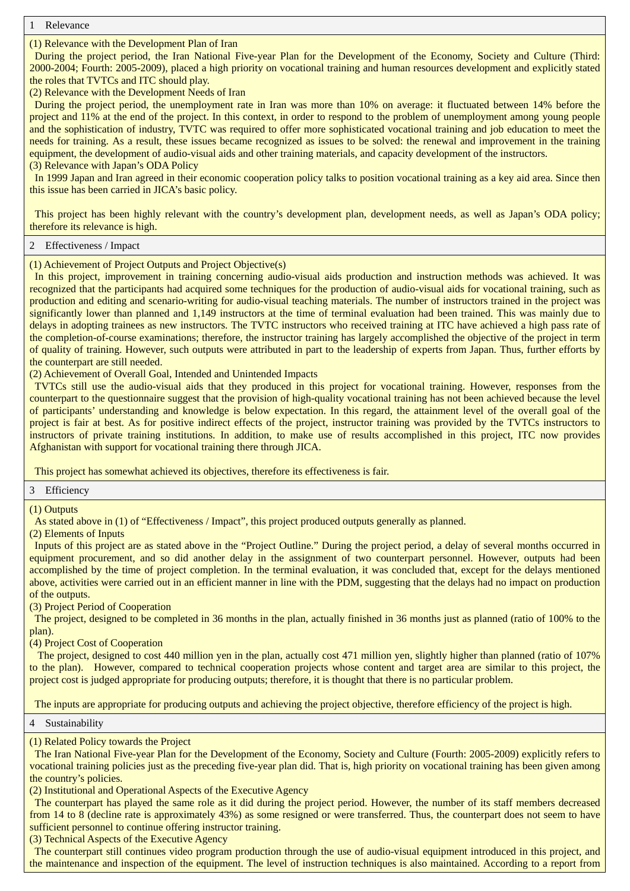## 1 Relevance

(1) Relevance with the Development Plan of Iran

During the project period, the Iran National Five-year Plan for the Development of the Economy, Society and Culture (Third: 2000-2004; Fourth: 2005-2009), placed a high priority on vocational training and human resources development and explicitly stated the roles that TVTCs and ITC should play.

(2) Relevance with the Development Needs of Iran

During the project period, the unemployment rate in Iran was more than 10% on average: it fluctuated between 14% before the project and 11% at the end of the project. In this context, in order to respond to the problem of unemployment among young people and the sophistication of industry, TVTC was required to offer more sophisticated vocational training and job education to meet the needs for training. As a result, these issues became recognized as issues to be solved: the renewal and improvement in the training equipment, the development of audio-visual aids and other training materials, and capacity development of the instructors.

(3) Relevance with Japan's ODA Policy

In 1999 Japan and Iran agreed in their economic cooperation policy talks to position vocational training as a key aid area. Since then this issue has been carried in JICA's basic policy.

This project has been highly relevant with the country's development plan, development needs, as well as Japan's ODA policy; therefore its relevance is high.

## 2 Effectiveness / Impact

(1) Achievement of Project Outputs and Project Objective(s)

In this project, improvement in training concerning audio-visual aids production and instruction methods was achieved. It was recognized that the participants had acquired some techniques for the production of audio-visual aids for vocational training, such as production and editing and scenario-writing for audio-visual teaching materials. The number of instructors trained in the project was significantly lower than planned and 1,149 instructors at the time of terminal evaluation had been trained. This was mainly due to delays in adopting trainees as new instructors. The TVTC instructors who received training at ITC have achieved a high pass rate of the completion-of-course examinations; therefore, the instructor training has largely accomplished the objective of the project in term of quality of training. However, such outputs were attributed in part to the leadership of experts from Japan. Thus, further efforts by the counterpart are still needed.

(2) Achievement of Overall Goal, Intended and Unintended Impacts

TVTCs still use the audio-visual aids that they produced in this project for vocational training. However, responses from the counterpart to the questionnaire suggest that the provision of high-quality vocational training has not been achieved because the level of participants' understanding and knowledge is below expectation. In this regard, the attainment level of the overall goal of the project is fair at best. As for positive indirect effects of the project, instructor training was provided by the TVTCs instructors to instructors of private training institutions. In addition, to make use of results accomplished in this project, ITC now provides Afghanistan with support for vocational training there through JICA.

This project has somewhat achieved its objectives, therefore its effectiveness is fair.

## 3 Efficiency

(1) Outputs

As stated above in (1) of "Effectiveness / Impact", this project produced outputs generally as planned.

(2) Elements of Inputs

Inputs of this project are as stated above in the "Project Outline." During the project period, a delay of several months occurred in equipment procurement, and so did another delay in the assignment of two counterpart personnel. However, outputs had been accomplished by the time of project completion. In the terminal evaluation, it was concluded that, except for the delays mentioned above, activities were carried out in an efficient manner in line with the PDM, suggesting that the delays had no impact on production of the outputs.

(3) Project Period of Cooperation

The project, designed to be completed in 36 months in the plan, actually finished in 36 months just as planned (ratio of 100% to the plan).

(4) Project Cost of Cooperation

The project, designed to cost 440 million yen in the plan, actually cost 471 million yen, slightly higher than planned (ratio of 107% to the plan). However, compared to technical cooperation projects whose content and target area are similar to this project, the project cost is judged appropriate for producing outputs; therefore, it is thought that there is no particular problem.

The inputs are appropriate for producing outputs and achieving the project objective, therefore efficiency of the project is high.

## 4 Sustainability

(1) Related Policy towards the Project

The Iran National Five-year Plan for the Development of the Economy, Society and Culture (Fourth: 2005-2009) explicitly refers to vocational training policies just as the preceding five-year plan did. That is, high priority on vocational training has been given among the country's policies.

(2) Institutional and Operational Aspects of the Executive Agency

The counterpart has played the same role as it did during the project period. However, the number of its staff members decreased from 14 to 8 (decline rate is approximately 43%) as some resigned or were transferred. Thus, the counterpart does not seem to have sufficient personnel to continue offering instructor training.

(3) Technical Aspects of the Executive Agency

The counterpart still continues video program production through the use of audio-visual equipment introduced in this project, and the maintenance and inspection of the equipment. The level of instruction techniques is also maintained. According to a report from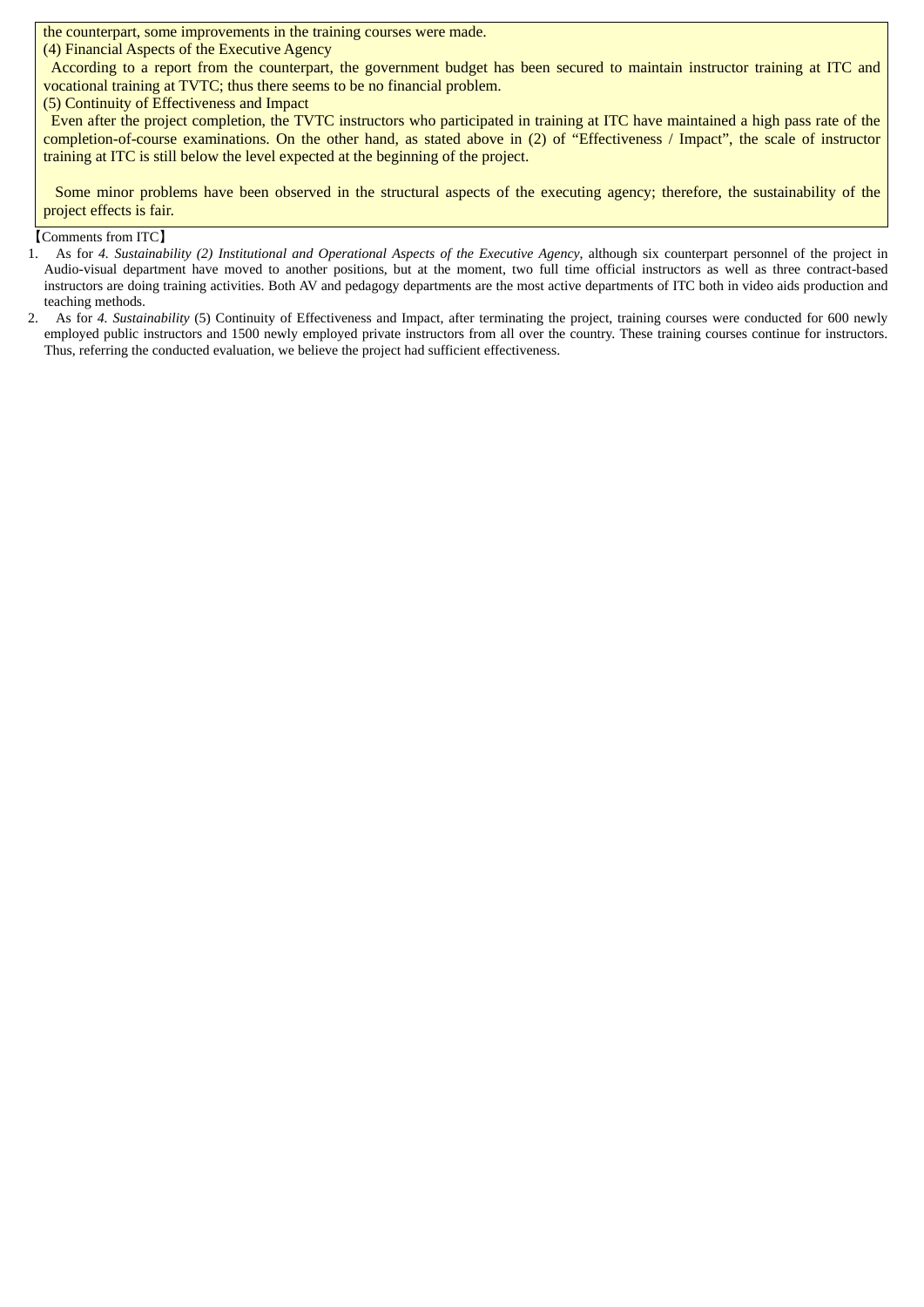the counterpart, some improvements in the training courses were made.

(4) Financial Aspects of the Executive Agency

According to a report from the counterpart, the government budget has been secured to maintain instructor training at ITC and vocational training at TVTC; thus there seems to be no financial problem.

(5) Continuity of Effectiveness and Impact

Even after the project completion, the TVTC instructors who participated in training at ITC have maintained a high pass rate of the completion-of-course examinations. On the other hand, as stated above in (2) of “Effectiveness / Impact”, the scale of instructor training at ITC is still below the level expected at the beginning of the project.

Some minor problems have been observed in the structural aspects of the executing agency; therefore, the sustainability of the project effects is fair.

【Comments from ITC】

1. As for *4. Sustainability (2) Institutional and Operational Aspects of the Executive Agency*, although six counterpart personnel of the project in Audio-visual department have moved to another positions, but at the moment, two full time official instructors as well as three contract-based instructors are doing training activities. Both AV and pedagogy departments are the most active departments of ITC both in video aids production and teaching methods.
2. As for *4. Sustainability* (5) Continuity of Effectiveness and Impact, after terminating the project, training courses were conducted for 600 newly employed public instructors and 1500 newly employed private instructors from all over the country. These training courses continue for instructors. Thus, referring the conducted evaluation, we believe the project had sufficient effectiveness.